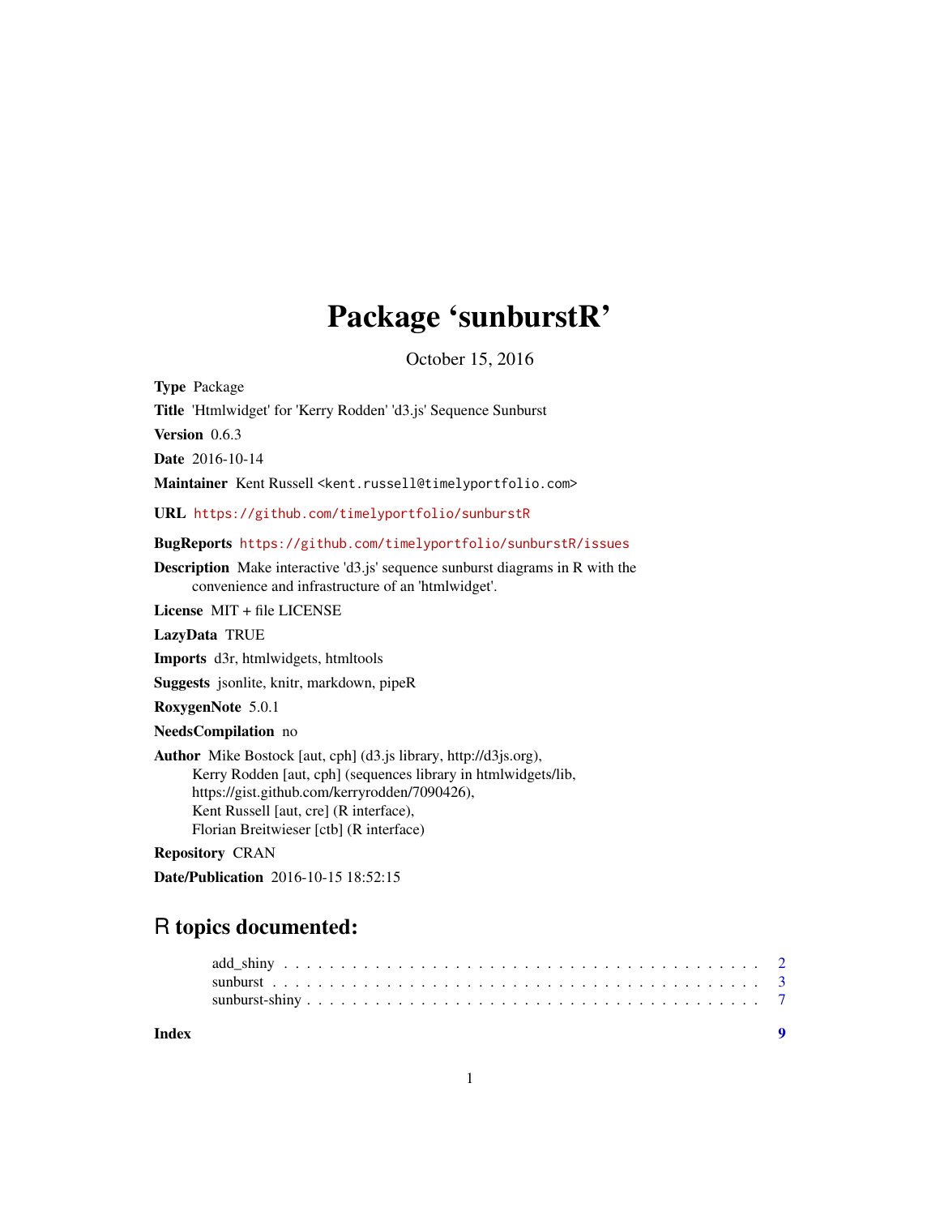# Package 'sunburstR'

October 15, 2016

**Type** Package

**Title** 'Htmlwidget' for 'Kerry Rodden' 'd3.js' Sequence Sunburst

**Version** 0.6.3

**Date** 2016-10-14

**Maintainer** Kent Russell <kent.russell@timelyportfolio.com>

**URL** https://github.com/timelyportfolio/sunburstR

**BugReports** https://github.com/timelyportfolio/sunburstR/issues

**Description** Make interactive 'd3.js' sequence sunburst diagrams in R with the convenience and infrastructure of an 'htmlwidget'.

**License** MIT + file LICENSE

**LazyData** TRUE

**Imports** d3r, htmlwidgets, htmltools

**Suggests** jsonlite, knitr, markdown, pipeR

**RoxygenNote** 5.0.1

**NeedsCompilation** no

**Author** Mike Bostock [aut, cph] (d3.js library, http://d3js.org),
Kerry Rodden [aut, cph] (sequences library in htmlwidgets/lib,
https://gist.github.com/kerryrodden/7090426),
Kent Russell [aut, cre] (R interface),
Florian Breitwieser [ctb] (R interface)

**Repository** CRAN

**Date/Publication** 2016-10-15 18:52:15

## R topics documented:

- add_shiny . . . . . . . . . . . . . . . . . . . . . . . . . . . . . . . . . . . . . . . 2
- sunburst . . . . . . . . . . . . . . . . . . . . . . . . . . . . . . . . . . . . . . . . 3
- sunburst-shiny . . . . . . . . . . . . . . . . . . . . . . . . . . . . . . . . . . . . . 7

**Index** 9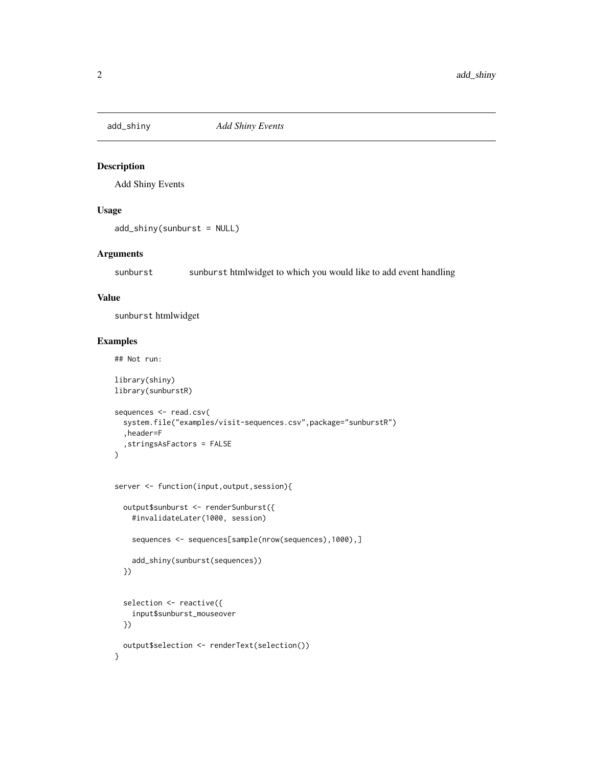## add_shiny — *Add Shiny Events*

### Description

Add Shiny Events

### Usage

```
add_shiny(sunburst = NULL)
```

### Arguments

| | |
|---|---|
| sunburst | `sunburst` htmlwidget to which you would like to add event handling |

### Value

`sunburst` htmlwidget

### Examples

```
## Not run:

library(shiny)
library(sunburstR)

sequences <- read.csv(
  system.file("examples/visit-sequences.csv",package="sunburstR")
  ,header=F
  ,stringsAsFactors = FALSE
)


server <- function(input,output,session){

  output$sunburst <- renderSunburst({
    #invalidateLater(1000, session)

    sequences <- sequences[sample(nrow(sequences),1000),]

    add_shiny(sunburst(sequences))
  })


  selection <- reactive({
    input$sunburst_mouseover
  })

  output$selection <- renderText(selection())
}
```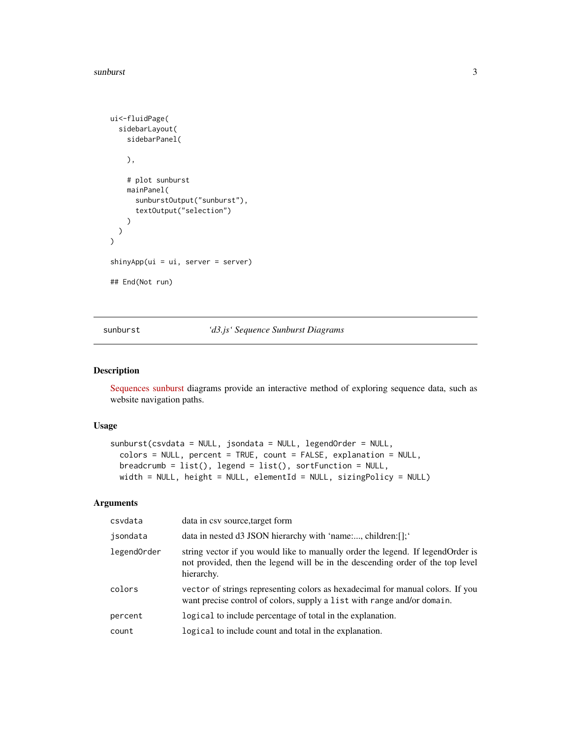```
ui<-fluidPage(
  sidebarLayout(
    sidebarPanel(

    ),

    # plot sunburst
    mainPanel(
      sunburstOutput("sunburst"),
      textOutput("selection")
    )
  )
)

shinyApp(ui = ui, server = server)

## End(Not run)
```

---

sunburst *'d3.js' Sequence Sunburst Diagrams*

---

### Description

Sequences sunburst diagrams provide an interactive method of exploring sequence data, such as website navigation paths.

### Usage

```
sunburst(csvdata = NULL, jsondata = NULL, legendOrder = NULL,
  colors = NULL, percent = TRUE, count = FALSE, explanation = NULL,
  breadcrumb = list(), legend = list(), sortFunction = NULL,
  width = NULL, height = NULL, elementId = NULL, sizingPolicy = NULL)
```

### Arguments

| | |
|---|---|
| `csvdata` | data in csv source,target form |
| `jsondata` | data in nested d3 JSON hierarchy with 'name:..., children:[];' |
| `legendOrder` | string vector if you would like to manually order the legend. If legendOrder is not provided, then the legend will be in the descending order of the top level hierarchy. |
| `colors` | `vector` of strings representing colors as hexadecimal for manual colors. If you want precise control of colors, supply a `list` with `range` and/or `domain`. |
| `percent` | `logical` to include percentage of total in the explanation. |
| `count` | `logical` to include count and total in the explanation. |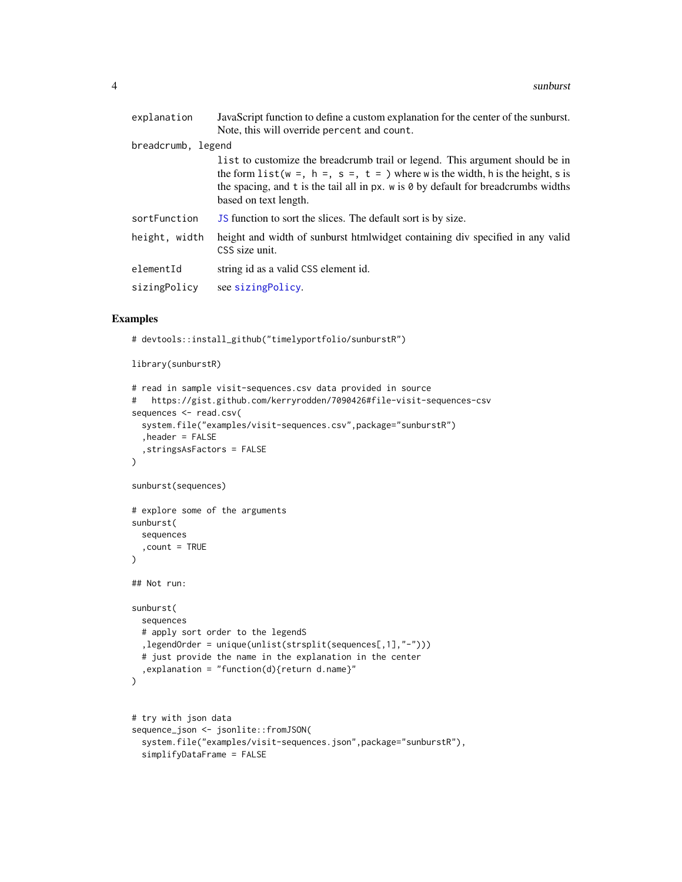| | |
|---|---|
| `explanation` | JavaScript function to define a custom explanation for the center of the sunburst. Note, this will override `percent` and `count`. |
| `breadcrumb, legend` | `list` to customize the breadcrumb trail or legend. This argument should be in the form `list(w =, h =, s =, t = )` where `w` is the width, `h` is the height, `s` is the spacing, and `t` is the tail all in `px`. `w` is `0` by default for breadcrumbs widths based on text length. |
| `sortFunction` | `JS` function to sort the slices. The default sort is by size. |
| `height, width` | height and width of sunburst htmlwidget containing div specified in any valid CSS size unit. |
| `elementId` | string id as a valid CSS element id. |
| `sizingPolicy` | see `sizingPolicy`. |

## Examples

```
# devtools::install_github("timelyportfolio/sunburstR")

library(sunburstR)

# read in sample visit-sequences.csv data provided in source
#   https://gist.github.com/kerryrodden/7090426#file-visit-sequences-csv
sequences <- read.csv(
  system.file("examples/visit-sequences.csv",package="sunburstR")
  ,header = FALSE
  ,stringsAsFactors = FALSE
)

sunburst(sequences)

# explore some of the arguments
sunburst(
  sequences
  ,count = TRUE
)

## Not run:

sunburst(
  sequences
  # apply sort order to the legendS
  ,legendOrder = unique(unlist(strsplit(sequences[,1],"-")))
  # just provide the name in the explanation in the center
  ,explanation = "function(d){return d.name}"
)


# try with json data
sequence_json <- jsonlite::fromJSON(
  system.file("examples/visit-sequences.json",package="sunburstR"),
  simplifyDataFrame = FALSE
```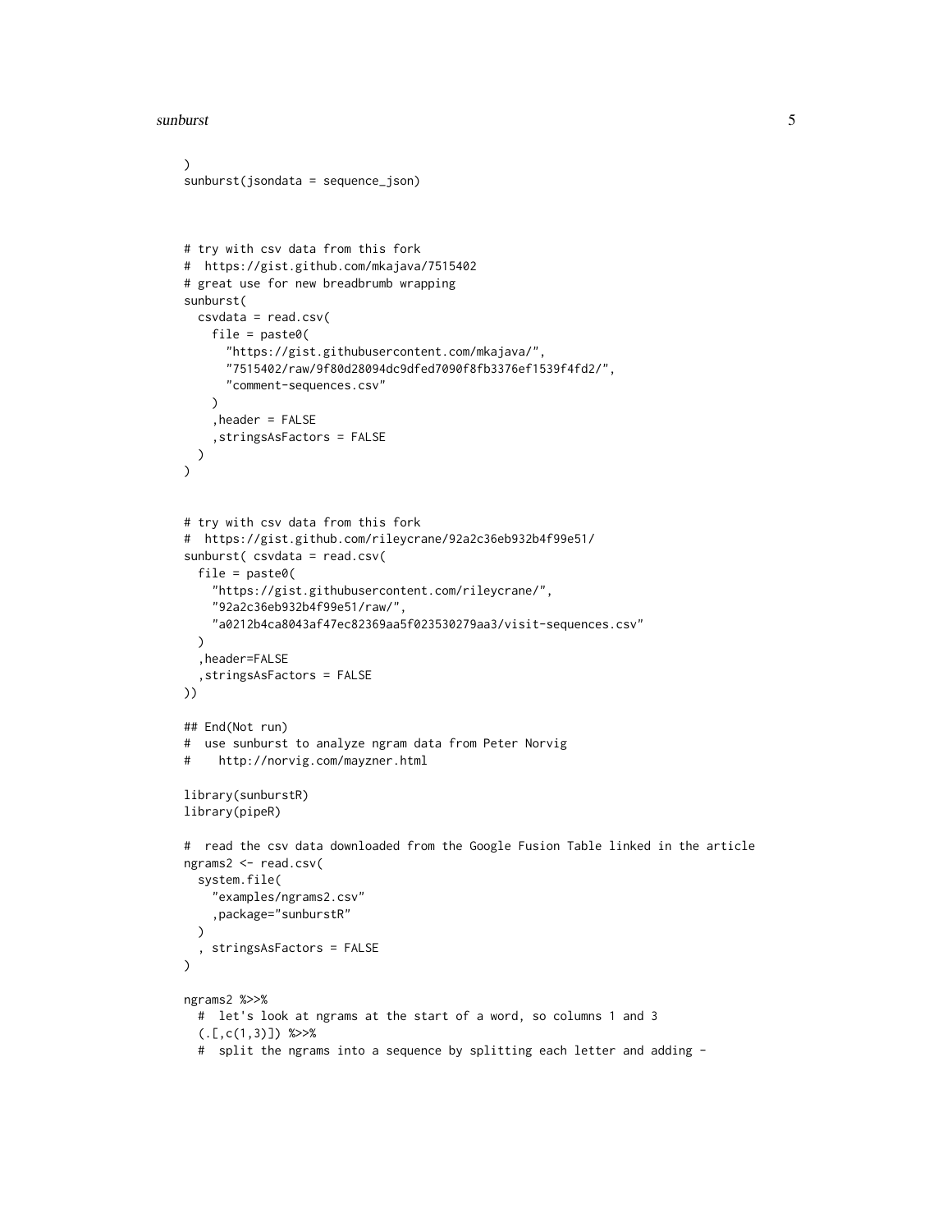```
)
sunburst(jsondata = sequence_json)



# try with csv data from this fork
#  https://gist.github.com/mkajava/7515402
# great use for new breadbrumb wrapping
sunburst(
  csvdata = read.csv(
    file = paste0(
      "https://gist.githubusercontent.com/mkajava/",
      "7515402/raw/9f80d28094dc9dfed7090f8fb3376ef1539f4fd2/",
      "comment-sequences.csv"
    )
    ,header = FALSE
    ,stringsAsFactors = FALSE
  )
)


# try with csv data from this fork
#  https://gist.github.com/rileycrane/92a2c36eb932b4f99e51/
sunburst( csvdata = read.csv(
  file = paste0(
    "https://gist.githubusercontent.com/rileycrane/",
    "92a2c36eb932b4f99e51/raw/",
    "a0212b4ca8043af47ec82369aa5f023530279aa3/visit-sequences.csv"
  )
  ,header=FALSE
  ,stringsAsFactors = FALSE
))

## End(Not run)
#  use sunburst to analyze ngram data from Peter Norvig
#    http://norvig.com/mayzner.html

library(sunburstR)
library(pipeR)

#  read the csv data downloaded from the Google Fusion Table linked in the article
ngrams2 <- read.csv(
  system.file(
    "examples/ngrams2.csv"
    ,package="sunburstR"
  )
  , stringsAsFactors = FALSE
)

ngrams2 %>>%
  #  let's look at ngrams at the start of a word, so columns 1 and 3
  (.[,c(1,3)]) %>>%
  #  split the ngrams into a sequence by splitting each letter and adding -
```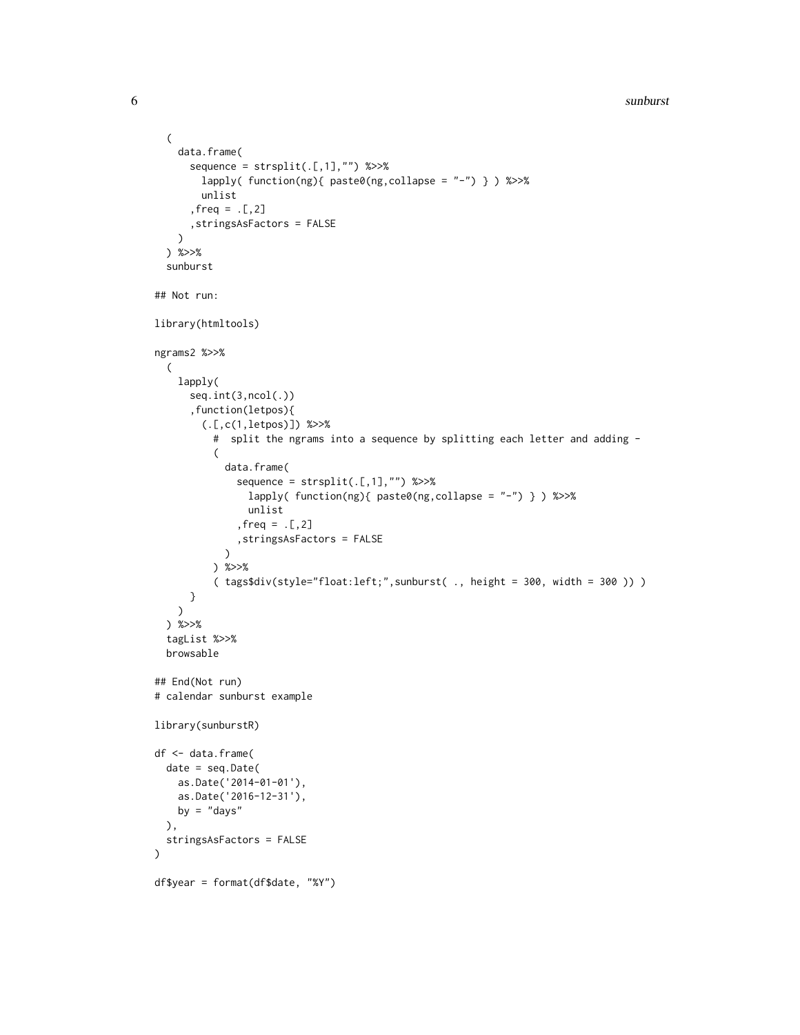```
  (
    data.frame(
      sequence = strsplit(.[,1],"") %>>%
        lapply( function(ng){ paste0(ng,collapse = "-") } ) %>>%
        unlist
      ,freq = .[,2]
      ,stringsAsFactors = FALSE
    )
  ) %>>%
  sunburst

## Not run:

library(htmltools)

ngrams2 %>>%
  (
    lapply(
      seq.int(3,ncol(.))
      ,function(letpos){
        (.[,c(1,letpos)]) %>>%
          #  split the ngrams into a sequence by splitting each letter and adding -
          (
            data.frame(
              sequence = strsplit(.[,1],"") %>>%
                lapply( function(ng){ paste0(ng,collapse = "-") } ) %>>%
                unlist
              ,freq = .[,2]
              ,stringsAsFactors = FALSE
            )
          ) %>>%
          ( tags$div(style="float:left;",sunburst( ., height = 300, width = 300 )) )
      }
    )
  ) %>>%
  tagList %>>%
  browsable

## End(Not run)
# calendar sunburst example

library(sunburstR)

df <- data.frame(
  date = seq.Date(
    as.Date('2014-01-01'),
    as.Date('2016-12-31'),
    by = "days"
  ),
  stringsAsFactors = FALSE
)

df$year = format(df$date, "%Y")
```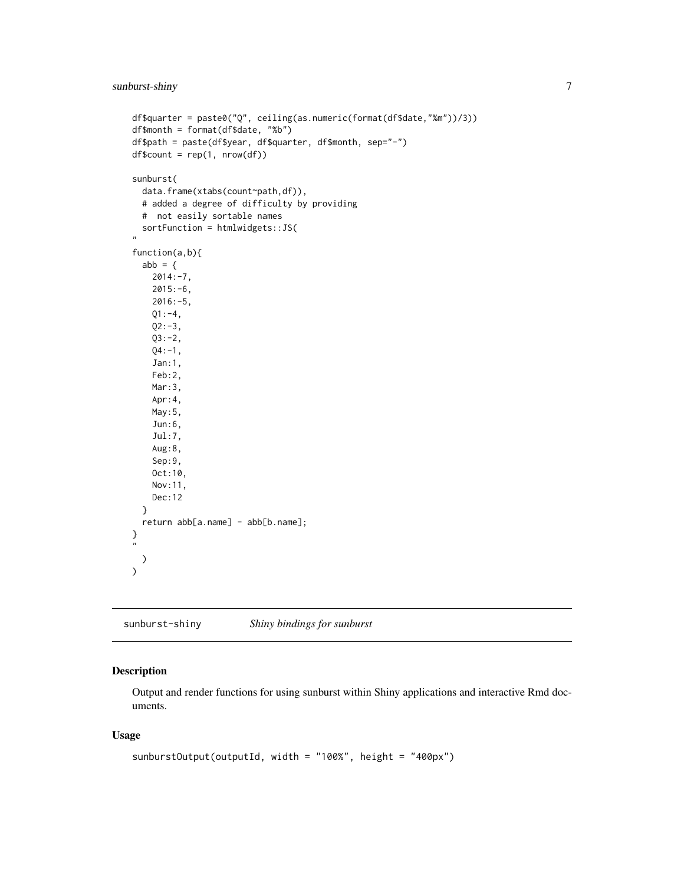```
df$quarter = paste0("Q", ceiling(as.numeric(format(df$date,"%m"))/3))
df$month = format(df$date, "%b")
df$path = paste(df$year, df$quarter, df$month, sep="-")
df$count = rep(1, nrow(df))

sunburst(
  data.frame(xtabs(count~path,df)),
  # added a degree of difficulty by providing
  #  not easily sortable names
  sortFunction = htmlwidgets::JS(
"
function(a,b){
  abb = {
    2014:-7,
    2015:-6,
    2016:-5,
    Q1:-4,
    Q2:-3,
    Q3:-2,
    Q4:-1,
    Jan:1,
    Feb:2,
    Mar:3,
    Apr:4,
    May:5,
    Jun:6,
    Jul:7,
    Aug:8,
    Sep:9,
    Oct:10,
    Nov:11,
    Dec:12
  }
  return abb[a.name] - abb[b.name];
}
"
  )
)
```

## sunburst-shiny *Shiny bindings for sunburst*

### Description

Output and render functions for using sunburst within Shiny applications and interactive Rmd documents.

### Usage

```
sunburstOutput(outputId, width = "100%", height = "400px")
```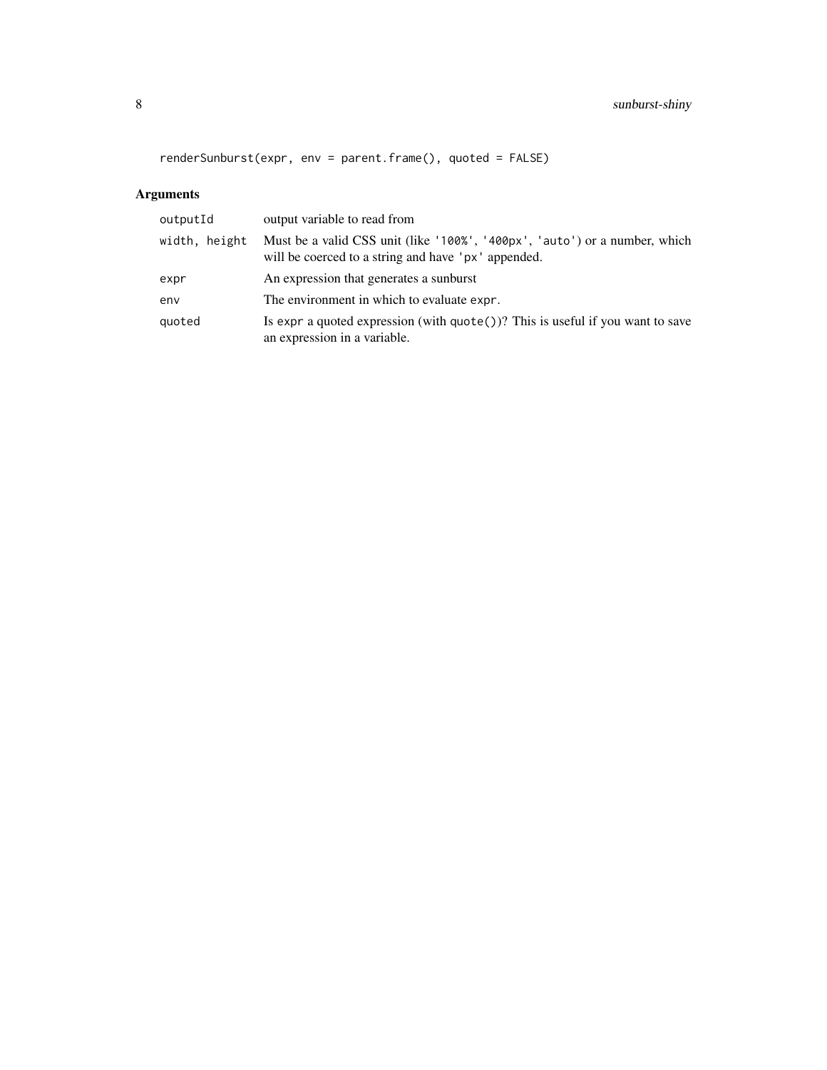```
renderSunburst(expr, env = parent.frame(), quoted = FALSE)
```

## Arguments

| | |
|---|---|
| `outputId` | output variable to read from |
| `width, height` | Must be a valid CSS unit (like `'100%'`, `'400px'`, `'auto'`) or a number, which will be coerced to a string and have `'px'` appended. |
| `expr` | An expression that generates a sunburst |
| `env` | The environment in which to evaluate `expr`. |
| `quoted` | Is `expr` a quoted expression (with `quote()`)? This is useful if you want to save an expression in a variable. |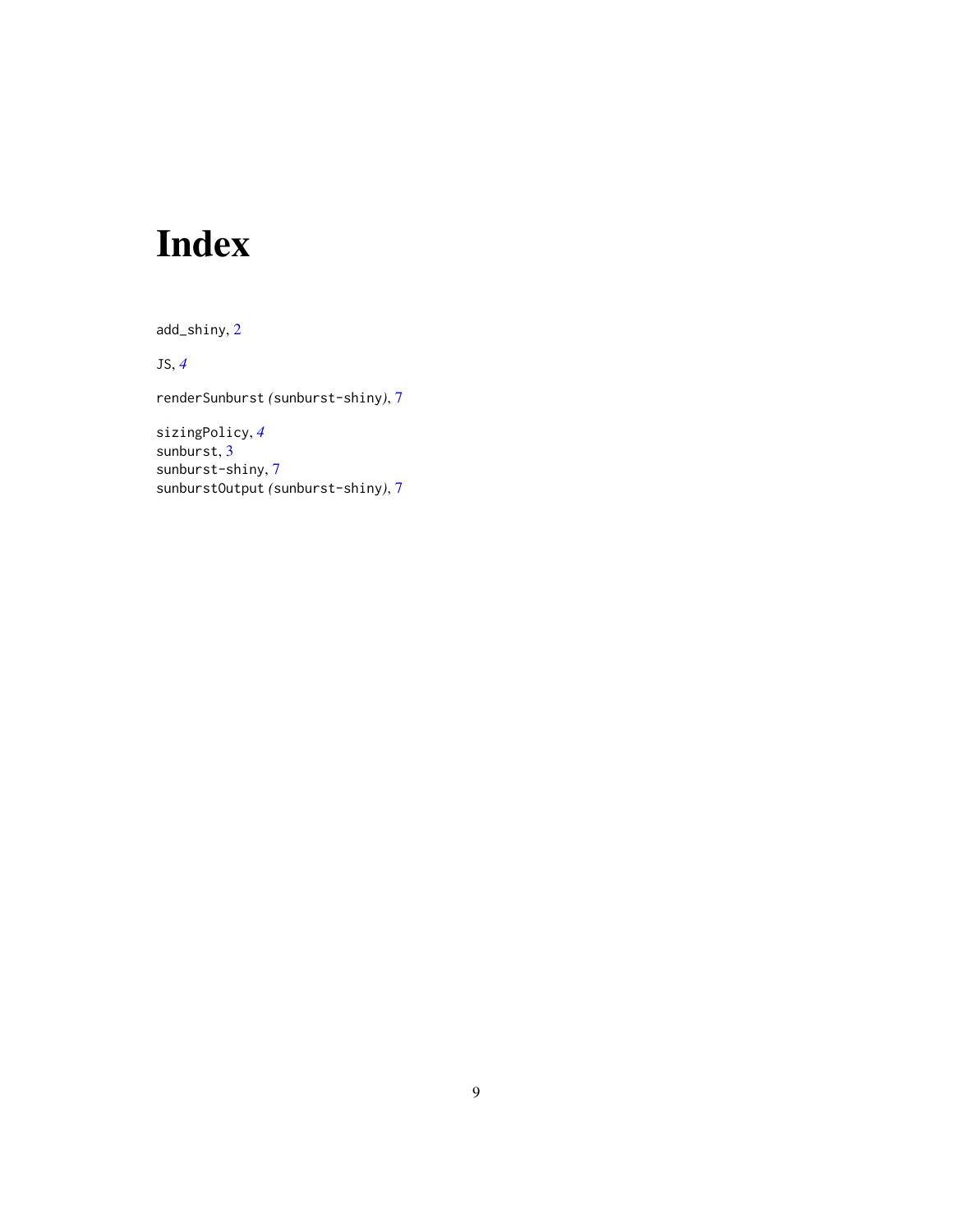# Index

add_shiny, 2

JS, *4*

renderSunburst *(*sunburst-shiny*)*, 7

sizingPolicy, *4*
sunburst, 3
sunburst-shiny, 7
sunburstOutput *(*sunburst-shiny*)*, 7